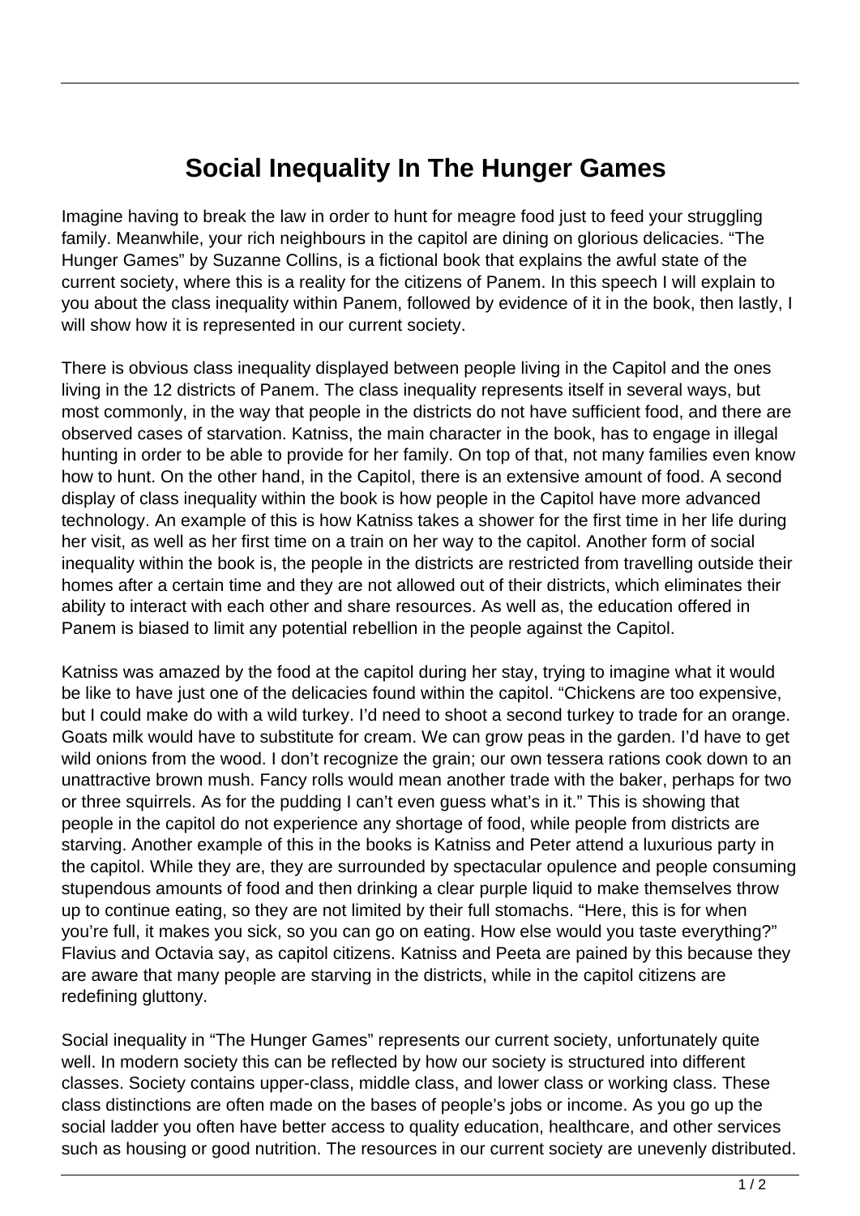# Social Inequality In The Hunger Games

Imagine having to break the law in order to hunt for meagre food just to feed your struggling family. Meanwhile, your rich neighbours in the capitol are dining on glorious delicacies. “The Hunger Games” by Suzanne Collins, is a fictional book that explains the awful state of the current society, where this is a reality for the citizens of Panem. In this speech I will explain to you about the class inequality within Panem, followed by evidence of it in the book, then lastly, I will show how it is represented in our current society.

There is obvious class inequality displayed between people living in the Capitol and the ones living in the 12 districts of Panem. The class inequality represents itself in several ways, but most commonly, in the way that people in the districts do not have sufficient food, and there are observed cases of starvation. Katniss, the main character in the book, has to engage in illegal hunting in order to be able to provide for her family. On top of that, not many families even know how to hunt. On the other hand, in the Capitol, there is an extensive amount of food. A second display of class inequality within the book is how people in the Capitol have more advanced technology. An example of this is how Katniss takes a shower for the first time in her life during her visit, as well as her first time on a train on her way to the capitol. Another form of social inequality within the book is, the people in the districts are restricted from travelling outside their homes after a certain time and they are not allowed out of their districts, which eliminates their ability to interact with each other and share resources. As well as, the education offered in Panem is biased to limit any potential rebellion in the people against the Capitol.

Katniss was amazed by the food at the capitol during her stay, trying to imagine what it would be like to have just one of the delicacies found within the capitol. “Chickens are too expensive, but I could make do with a wild turkey. I’d need to shoot a second turkey to trade for an orange. Goats milk would have to substitute for cream. We can grow peas in the garden. I’d have to get wild onions from the wood. I don’t recognize the grain; our own tessera rations cook down to an unattractive brown mush. Fancy rolls would mean another trade with the baker, perhaps for two or three squirrels. As for the pudding I can’t even guess what’s in it.” This is showing that people in the capitol do not experience any shortage of food, while people from districts are starving. Another example of this in the books is Katniss and Peter attend a luxurious party in the capitol. While they are, they are surrounded by spectacular opulence and people consuming stupendous amounts of food and then drinking a clear purple liquid to make themselves throw up to continue eating, so they are not limited by their full stomachs. “Here, this is for when you’re full, it makes you sick, so you can go on eating. How else would you taste everything?” Flavius and Octavia say, as capitol citizens. Katniss and Peeta are pained by this because they are aware that many people are starving in the districts, while in the capitol citizens are redefining gluttony.

Social inequality in “The Hunger Games” represents our current society, unfortunately quite well. In modern society this can be reflected by how our society is structured into different classes. Society contains upper-class, middle class, and lower class or working class. These class distinctions are often made on the bases of people’s jobs or income. As you go up the social ladder you often have better access to quality education, healthcare, and other services such as housing or good nutrition. The resources in our current society are unevenly distributed.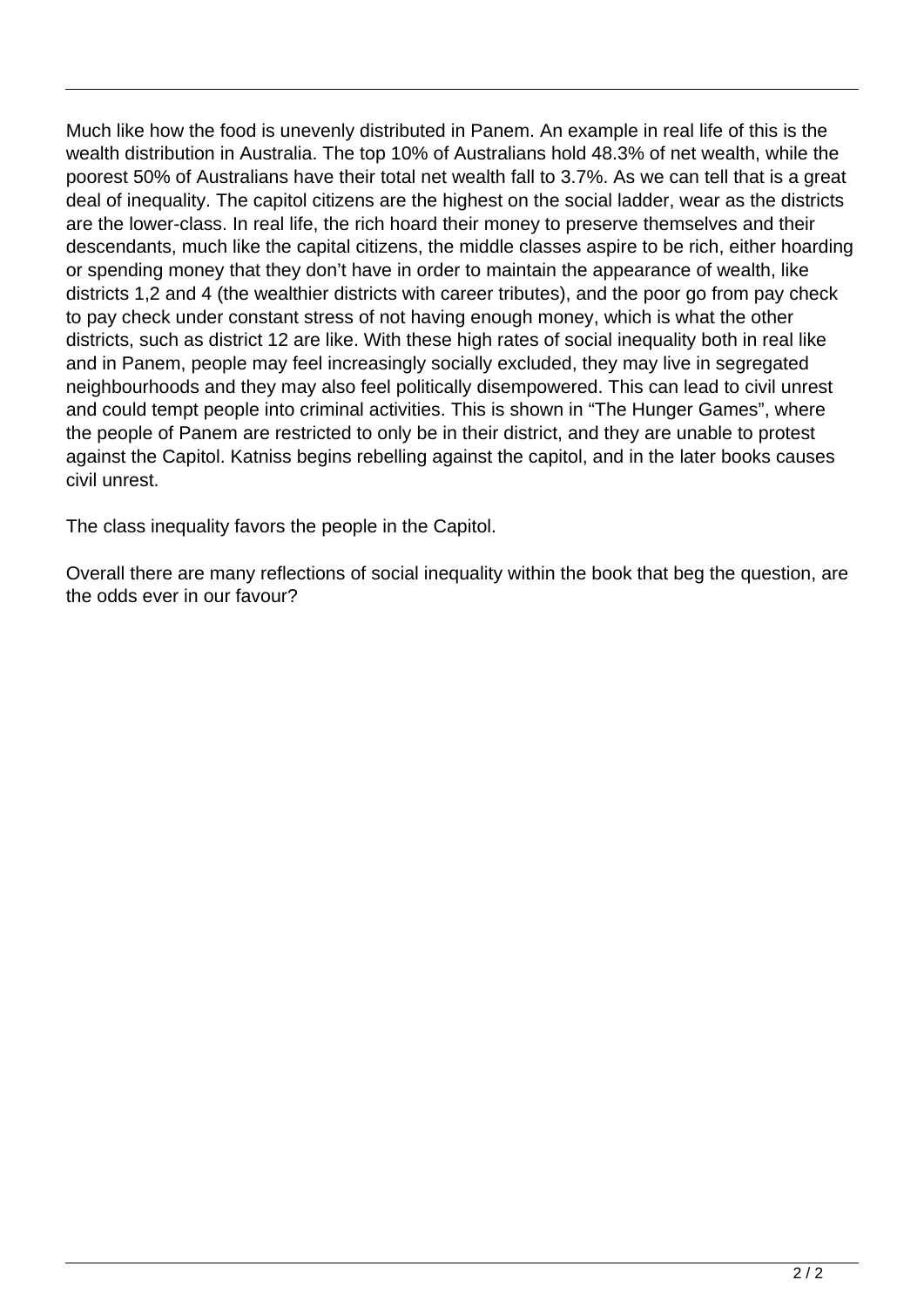Much like how the food is unevenly distributed in Panem. An example in real life of this is the wealth distribution in Australia. The top 10% of Australians hold 48.3% of net wealth, while the poorest 50% of Australians have their total net wealth fall to 3.7%. As we can tell that is a great deal of inequality. The capitol citizens are the highest on the social ladder, wear as the districts are the lower-class. In real life, the rich hoard their money to preserve themselves and their descendants, much like the capital citizens, the middle classes aspire to be rich, either hoarding or spending money that they don't have in order to maintain the appearance of wealth, like districts 1,2 and 4 (the wealthier districts with career tributes), and the poor go from pay check to pay check under constant stress of not having enough money, which is what the other districts, such as district 12 are like. With these high rates of social inequality both in real like and in Panem, people may feel increasingly socially excluded, they may live in segregated neighbourhoods and they may also feel politically disempowered. This can lead to civil unrest and could tempt people into criminal activities. This is shown in "The Hunger Games", where the people of Panem are restricted to only be in their district, and they are unable to protest against the Capitol. Katniss begins rebelling against the capitol, and in the later books causes civil unrest.

The class inequality favors the people in the Capitol.

Overall there are many reflections of social inequality within the book that beg the question, are the odds ever in our favour?